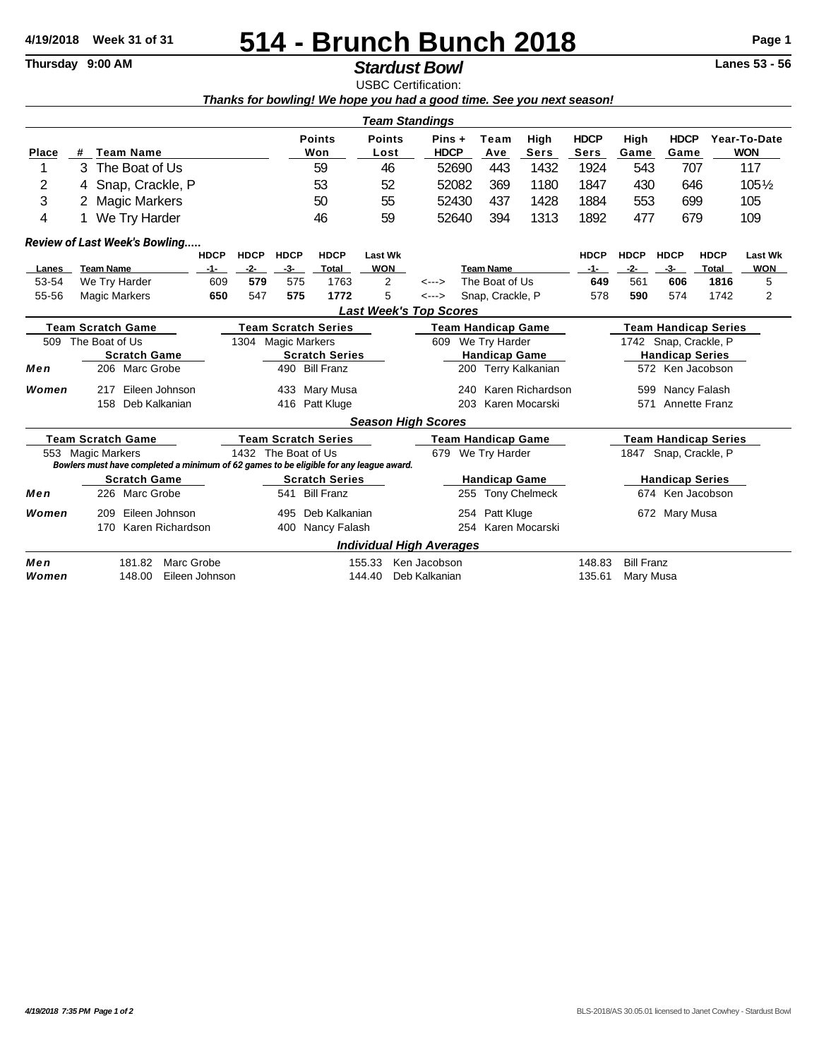# 514 - Brunch Bunch 2018

**4/19/2018 Week 31 of 31**

**Thursday 9:00 AM** — ***Stardust Bowl*** — **Lanes 53 - 56**

USBC Certification:

***Thanks for bowling! We hope you had a good time. See you next season!***

## *Team Standings*

| Place | # | Team Name | Points Won | Points Lost | Pins + HDCP | Team Ave | High Sers | HDCP Sers | High Game | HDCP Game | Year-To-Date WON |
|---|---|---|---|---|---|---|---|---|---|---|---|
| 1 | 3 | The Boat of Us | 59 | 46 | 52690 | 443 | 1432 | 1924 | 543 | 707 | 117 |
| 2 | 4 | Snap, Crackle, P | 53 | 52 | 52082 | 369 | 1180 | 1847 | 430 | 646 | 105½ |
| 3 | 2 | Magic Markers | 50 | 55 | 52430 | 437 | 1428 | 1884 | 553 | 699 | 105 |
| 4 | 1 | We Try Harder | 46 | 59 | 52640 | 394 | 1313 | 1892 | 477 | 679 | 109 |

### *Review of Last Week's Bowling.....*

| Lanes | Team Name | HDCP -1- | HDCP -2- | HDCP -3- | HDCP Total | Last Wk WON | | Team Name | HDCP -1- | HDCP -2- | HDCP -3- | HDCP Total | Last Wk WON |
|---|---|---|---|---|---|---|---|---|---|---|---|---|---|
| 53-54 | We Try Harder | 609 | **579** | 575 | 1763 | 2 | <---> | The Boat of Us | **649** | 561 | **606** | **1816** | 5 |
| 55-56 | Magic Markers | **650** | 547 | **575** | **1772** | 5 | <---> | Snap, Crackle, P | 578 | **590** | 574 | 1742 | 2 |

## *Last Week's Top Scores*

| | Team Scratch Game | Team Scratch Series | Team Handicap Game | Team Handicap Series |
|---|---|---|---|---|
| | 509 The Boat of Us | 1304 Magic Markers | 609 We Try Harder | 1742 Snap, Crackle, P |
| | **Scratch Game** | **Scratch Series** | **Handicap Game** | **Handicap Series** |
| ***Men*** | 206 Marc Grobe | 490 Bill Franz | 200 Terry Kalkanian | 572 Ken Jacobson |
| ***Women*** | 217 Eileen Johnson | 433 Mary Musa | 240 Karen Richardson | 599 Nancy Falash |
| | 158 Deb Kalkanian | 416 Patt Kluge | 203 Karen Mocarski | 571 Annette Franz |

## *Season High Scores*

| | Team Scratch Game | Team Scratch Series | Team Handicap Game | Team Handicap Series |
|---|---|---|---|---|
| | 553 Magic Markers | 1432 The Boat of Us | 679 We Try Harder | 1847 Snap, Crackle, P |

***Bowlers must have completed a minimum of 62 games to be eligible for any league award.***

| | Scratch Game | Scratch Series | Handicap Game | Handicap Series |
|---|---|---|---|---|
| ***Men*** | 226 Marc Grobe | 541 Bill Franz | 255 Tony Chelmeck | 674 Ken Jacobson |
| ***Women*** | 209 Eileen Johnson | 495 Deb Kalkanian | 254 Patt Kluge | 672 Mary Musa |
| | 170 Karen Richardson | 400 Nancy Falash | 254 Karen Mocarski | |

## *Individual High Averages*

| | | | |
|---|---|---|---|
| ***Men*** | 181.82 Marc Grobe | 155.33 Ken Jacobson | 148.83 Bill Franz |
| ***Women*** | 148.00 Eileen Johnson | 144.40 Deb Kalkanian | 135.61 Mary Musa |

*4/19/2018 7:35 PM*

BLS-2018/AS 30.05.01 licensed to Janet Cowhey - Stardust Bowl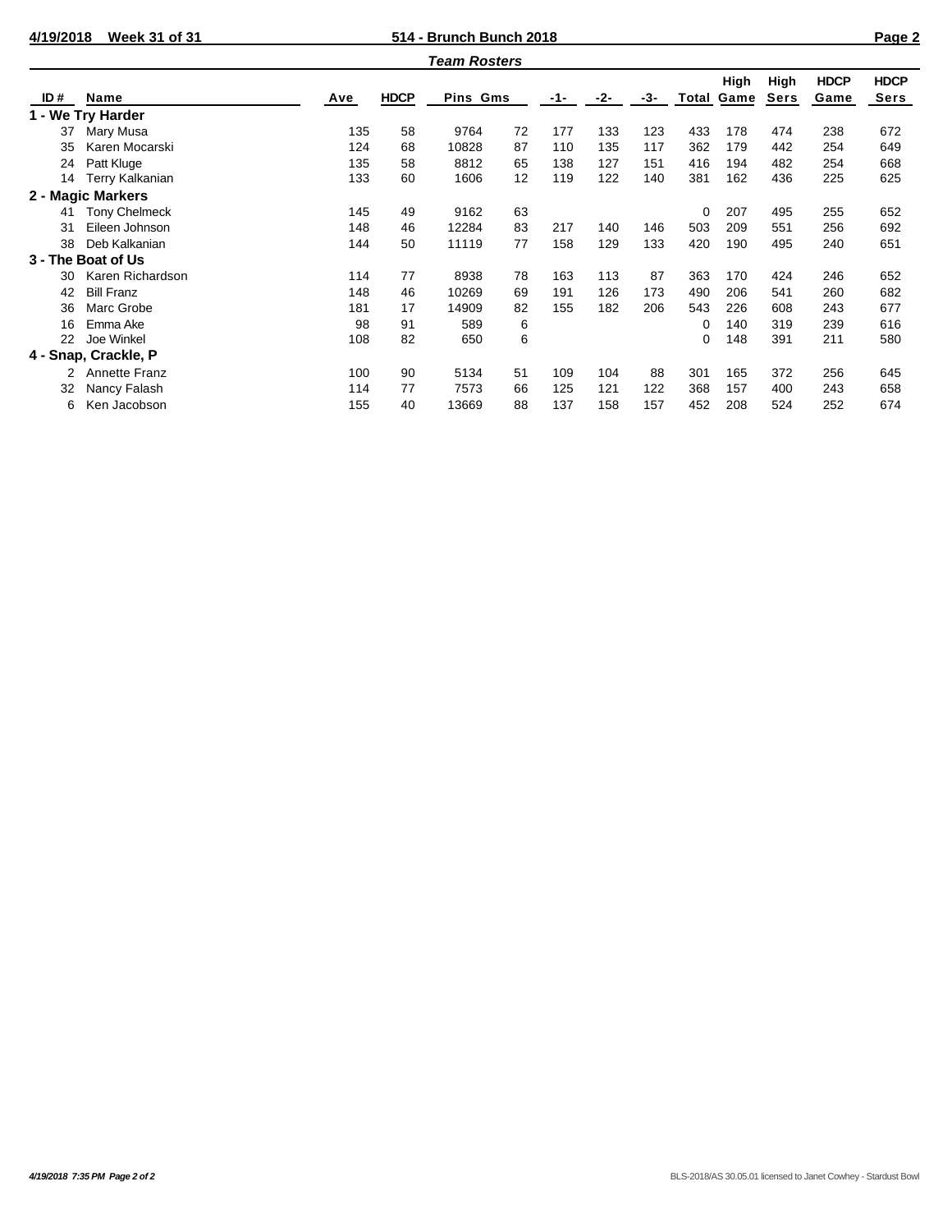## Team Rosters

| ID # | Name | Ave | HDCP | Pins | Gms | -1- | -2- | -3- | Total | High Game | High Sers | HDCP Game | HDCP Sers |
|---|---|---|---|---|---|---|---|---|---|---|---|---|---|
| **1 - We Try Harder** | | | | | | | | | | | | | |
| 37 | Mary Musa | 135 | 58 | 9764 | 72 | 177 | 133 | 123 | 433 | 178 | 474 | 238 | 672 |
| 35 | Karen Mocarski | 124 | 68 | 10828 | 87 | 110 | 135 | 117 | 362 | 179 | 442 | 254 | 649 |
| 24 | Patt Kluge | 135 | 58 | 8812 | 65 | 138 | 127 | 151 | 416 | 194 | 482 | 254 | 668 |
| 14 | Terry Kalkanian | 133 | 60 | 1606 | 12 | 119 | 122 | 140 | 381 | 162 | 436 | 225 | 625 |
| **2 - Magic Markers** | | | | | | | | | | | | | |
| 41 | Tony Chelmeck | 145 | 49 | 9162 | 63 | | | | 0 | 207 | 495 | 255 | 652 |
| 31 | Eileen Johnson | 148 | 46 | 12284 | 83 | 217 | 140 | 146 | 503 | 209 | 551 | 256 | 692 |
| 38 | Deb Kalkanian | 144 | 50 | 11119 | 77 | 158 | 129 | 133 | 420 | 190 | 495 | 240 | 651 |
| **3 - The Boat of Us** | | | | | | | | | | | | | |
| 30 | Karen Richardson | 114 | 77 | 8938 | 78 | 163 | 113 | 87 | 363 | 170 | 424 | 246 | 652 |
| 42 | Bill Franz | 148 | 46 | 10269 | 69 | 191 | 126 | 173 | 490 | 206 | 541 | 260 | 682 |
| 36 | Marc Grobe | 181 | 17 | 14909 | 82 | 155 | 182 | 206 | 543 | 226 | 608 | 243 | 677 |
| 16 | Emma Ake | 98 | 91 | 589 | 6 | | | | 0 | 140 | 319 | 239 | 616 |
| 22 | Joe Winkel | 108 | 82 | 650 | 6 | | | | 0 | 148 | 391 | 211 | 580 |
| **4 - Snap, Crackle, P** | | | | | | | | | | | | | |
| 2 | Annette Franz | 100 | 90 | 5134 | 51 | 109 | 104 | 88 | 301 | 165 | 372 | 256 | 645 |
| 32 | Nancy Falash | 114 | 77 | 7573 | 66 | 125 | 121 | 122 | 368 | 157 | 400 | 243 | 658 |
| 6 | Ken Jacobson | 155 | 40 | 13669 | 88 | 137 | 158 | 157 | 452 | 208 | 524 | 252 | 674 |